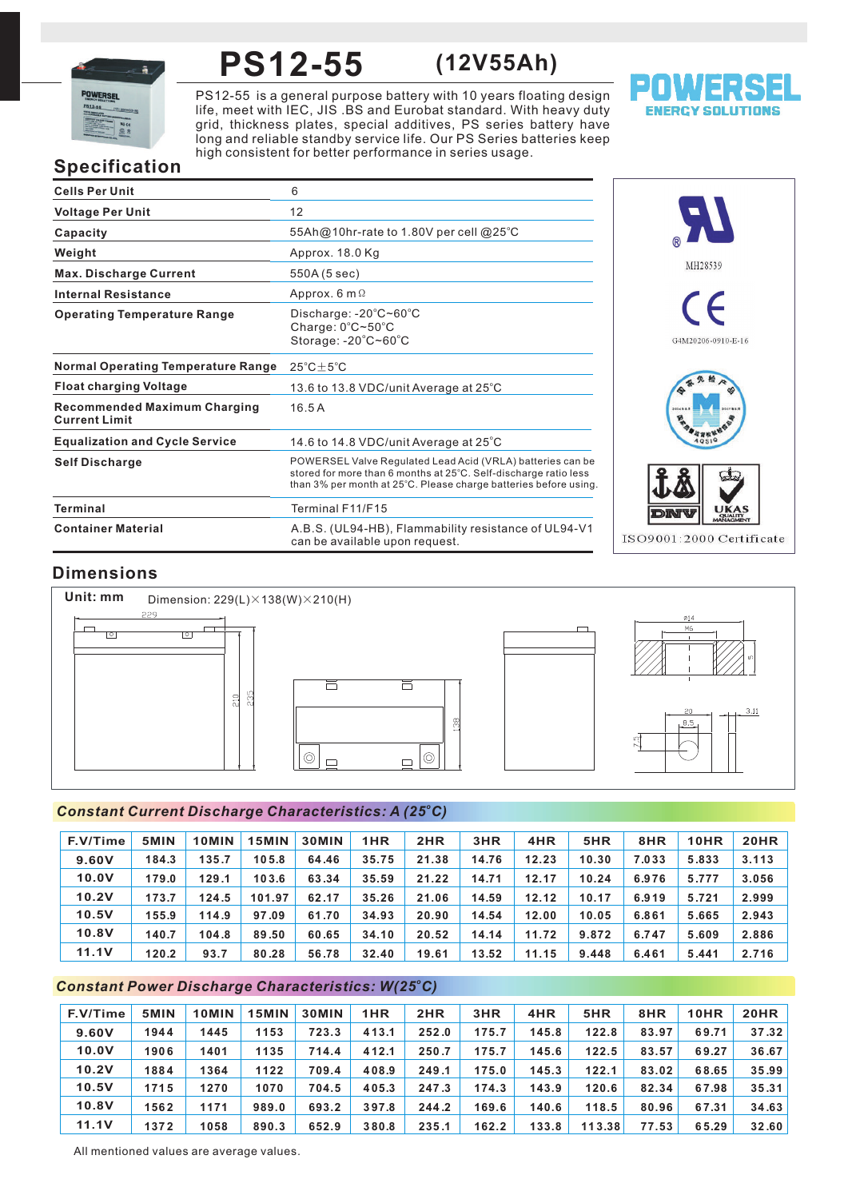# PS12-55 (12V55Ah)

PS12-55 is a general purpose battery with 10 years floating design life, meet with IEC, JIS .BS and Eurobat standard. With heavy duty grid, thickness plates, special additives, PS series battery have long and reliable standby service life. Our PS Series batteries keep high consistent for better performance in series usage.

POWERSEL ENERGY SOLUTIONS

## Specification

| | |
|---|---|
| **Cells Per Unit** | 6 |
| **Voltage Per Unit** | 12 |
| **Capacity** | 55Ah@10hr-rate to 1.80V per cell @25°C |
| **Weight** | Approx. 18.0 Kg |
| **Max. Discharge Current** | 550A (5 sec) |
| **Internal Resistance** | Approx. 6 mΩ |
| **Operating Temperature Range** | Discharge: -20°C~60°C<br>Charge: 0°C~50°C<br>Storage: -20°C~60°C |
| **Normal Operating Temperature Range** | 25°C±5°C |
| **Float charging Voltage** | 13.6 to 13.8 VDC/unit Average at 25°C |
| **Recommended Maximum Charging Current Limit** | 16.5 A |
| **Equalization and Cycle Service** | 14.6 to 14.8 VDC/unit Average at 25°C |
| **Self Discharge** | POWERSEL Valve Regulated Lead Acid (VRLA) batteries can be stored for more than 6 months at 25°C. Self-discharge ratio less than 3% per month at 25°C. Please charge batteries before using. |
| **Terminal** | Terminal F11/F15 |
| **Container Material** | A.B.S. (UL94-HB), Flammability resistance of UL94-V1 can be available upon request. |

MH28539

G4M20206-0910-E-16

ISO9001:2000 Certificate

## Dimensions

**Unit: mm** Dimension: 229(L)×138(W)×210(H)

## Constant Current Discharge Characteristics: A (25°C)

| F.V/Time | 5MIN | 10MIN | 15MIN | 30MIN | 1HR | 2HR | 3HR | 4HR | 5HR | 8HR | 10HR | 20HR |
|---|---|---|---|---|---|---|---|---|---|---|---|---|
| 9.60V | 184.3 | 135.7 | 105.8 | 64.46 | 35.75 | 21.38 | 14.76 | 12.23 | 10.30 | 7.033 | 5.833 | 3.113 |
| 10.0V | 179.0 | 129.1 | 103.6 | 63.34 | 35.59 | 21.22 | 14.71 | 12.17 | 10.24 | 6.976 | 5.777 | 3.056 |
| 10.2V | 173.7 | 124.5 | 101.97 | 62.17 | 35.26 | 21.06 | 14.59 | 12.12 | 10.17 | 6.919 | 5.721 | 2.999 |
| 10.5V | 155.9 | 114.9 | 97.09 | 61.70 | 34.93 | 20.90 | 14.54 | 12.00 | 10.05 | 6.861 | 5.665 | 2.943 |
| 10.8V | 140.7 | 104.8 | 89.50 | 60.65 | 34.10 | 20.52 | 14.14 | 11.72 | 9.872 | 6.747 | 5.609 | 2.886 |
| 11.1V | 120.2 | 93.7 | 80.28 | 56.78 | 32.40 | 19.61 | 13.52 | 11.15 | 9.448 | 6.461 | 5.441 | 2.716 |

## Constant Power Discharge Characteristics: W(25°C)

| F.V/Time | 5MIN | 10MIN | 15MIN | 30MIN | 1HR | 2HR | 3HR | 4HR | 5HR | 8HR | 10HR | 20HR |
|---|---|---|---|---|---|---|---|---|---|---|---|---|
| 9.60V | 1944 | 1445 | 1153 | 723.3 | 413.1 | 252.0 | 175.7 | 145.8 | 122.8 | 83.97 | 69.71 | 37.32 |
| 10.0V | 1906 | 1401 | 1135 | 714.4 | 412.1 | 250.7 | 175.7 | 145.6 | 122.5 | 83.57 | 69.27 | 36.67 |
| 10.2V | 1884 | 1364 | 1122 | 709.4 | 408.9 | 249.1 | 175.0 | 145.3 | 122.1 | 83.02 | 68.65 | 35.99 |
| 10.5V | 1715 | 1270 | 1070 | 704.5 | 405.3 | 247.3 | 174.3 | 143.9 | 120.6 | 82.34 | 67.98 | 35.31 |
| 10.8V | 1562 | 1171 | 989.0 | 693.2 | 397.8 | 244.2 | 169.6 | 140.6 | 118.5 | 80.96 | 67.31 | 34.63 |
| 11.1V | 1372 | 1058 | 890.3 | 652.9 | 380.8 | 235.1 | 162.2 | 133.8 | 113.38 | 77.53 | 65.29 | 32.60 |

All mentioned values are average values.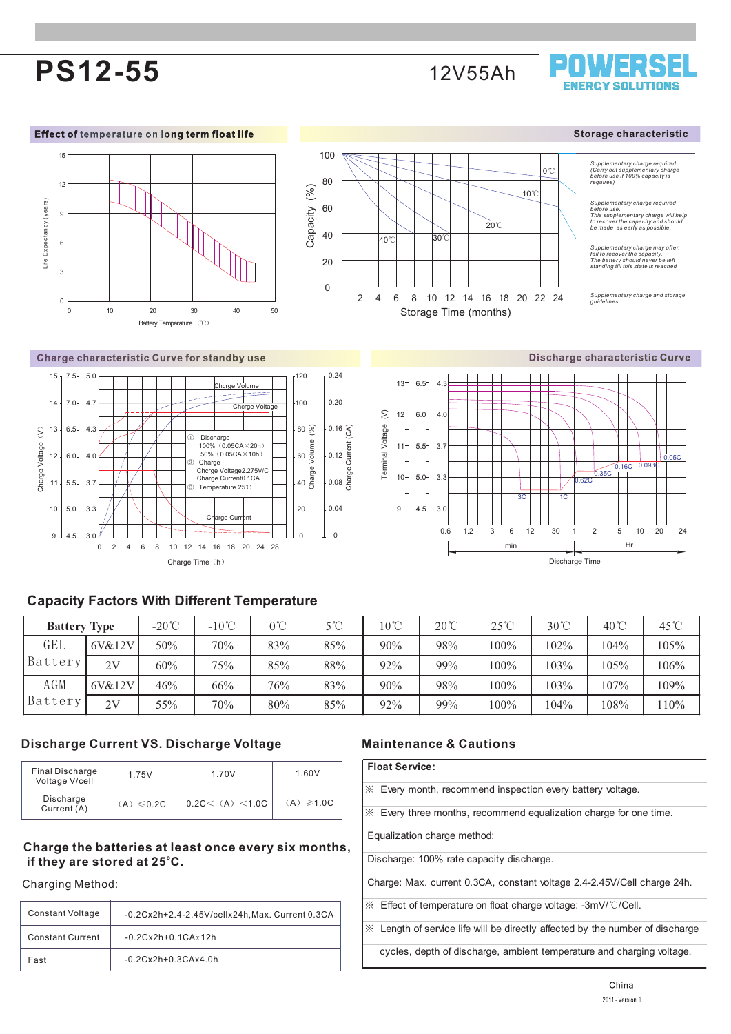# PS12-55

12V55Ah

POWERSEL
ENERGY SOLUTIONS

## Effect of temperature on long term float life

Life Expectancy (years)

15
12
9
6
3
0

0 10 20 30 40 50

Battery Temperature （℃）

## Storage characteristic

Capacity (%)

100
80
60
40
20
0

0℃
10℃
20℃
30℃
40℃

2 4 6 8 10 12 14 16 18 20 22 24

Storage Time (months)

*Supplementary charge required (Carry out supplementary charge before use if 100% capacity is requires)*

*Supplementary charge required before use. This supplementary charge will help to recover the capacity and should be made as early as possible.*

*Supplementary charge may often fail to recover the capacity. The battery should never be left standing till this state is reached*

*Supplementary charge and storage guidelines*

## Charge characteristic Curve for standby use

Charge Voltage (V)

15 7.5 5.0
14 7.0 4.7
13 6.5 4.3
12 6.0 4.0
11 5.5 3.7
10 5.0 3.3
9 4.5 3.0

Chrcge Volume
Chrcge Voltage
Charge Current

① Discharge
100%（0.05CA×20h）
50%（0.05CA×10h）
② Charge
Chrcge Voltage2.275V/C
Charge Current0.1CA
③ Temperature 25℃

Charge Volume (%)
120
100
80
60
40
20
0

Charge Current (CA)
0.24
0.20
0.16
0.12
0.08
0.04
0

0 2 4 6 8 10 12 14 16 18 20 24 28

Charge Time（h）

## Discharge characteristic Curve

Terminal Voltage (V)

13 6.5 4.3
12 6.0 4.0
11 5.5 3.7
10 5.0 3.3
9 4.5 3.0

3C
1C
0.62C
0.35C
0.16C
0.093C
0.05C

0.6 1.2 3 6 12 30 1 2 5 10 20 24

min Hr

Discharge Time

## Capacity Factors With Different Temperature

| Battery Type | | -20℃ | -10℃ | 0℃ | 5℃ | 10℃ | 20℃ | 25℃ | 30℃ | 40℃ | 45℃ |
|---|---|---|---|---|---|---|---|---|---|---|---|
| GEL Battery | 6V&12V | 50% | 70% | 83% | 85% | 90% | 98% | 100% | 102% | 104% | 105% |
| | 2V | 60% | 75% | 85% | 88% | 92% | 99% | 100% | 103% | 105% | 106% |
| AGM Battery | 6V&12V | 46% | 66% | 76% | 83% | 90% | 98% | 100% | 103% | 107% | 109% |
| | 2V | 55% | 70% | 80% | 85% | 92% | 99% | 100% | 104% | 108% | 110% |

## Discharge Current VS. Discharge Voltage

| Final Discharge Voltage V/cell | 1.75V | 1.70V | 1.60V |
|---|---|---|---|
| Discharge Current (A) | （A）≤0.2C | 0.2C<（A）<1.0C | （A）≥1.0C |

## Charge the batteries at least once every six months, if they are stored at 25°C.

Charging Method:

| | |
|---|---|
| Constant Voltage | -0.2Cx2h+2.4-2.45V/cellx24h,Max. Current 0.3CA |
| Constant Current | -0.2Cx2h+0.1CAx12h |
| Fast | -0.2Cx2h+0.3CAx4.0h |

## Maintenance & Cautions

**Float Service:**

※ Every month, recommend inspection every battery voltage.

※ Every three months, recommend equalization charge for one time.

Equalization charge method:

Discharge: 100% rate capacity discharge.

Charge: Max. current 0.3CA, constant voltage 2.4-2.45V/Cell charge 24h.

※ Effect of temperature on float charge voltage: -3mV/℃/Cell.

※ Length of service life will be directly affected by the number of discharge cycles, depth of discharge, ambient temperature and charging voltage.

China

2011-Version 1